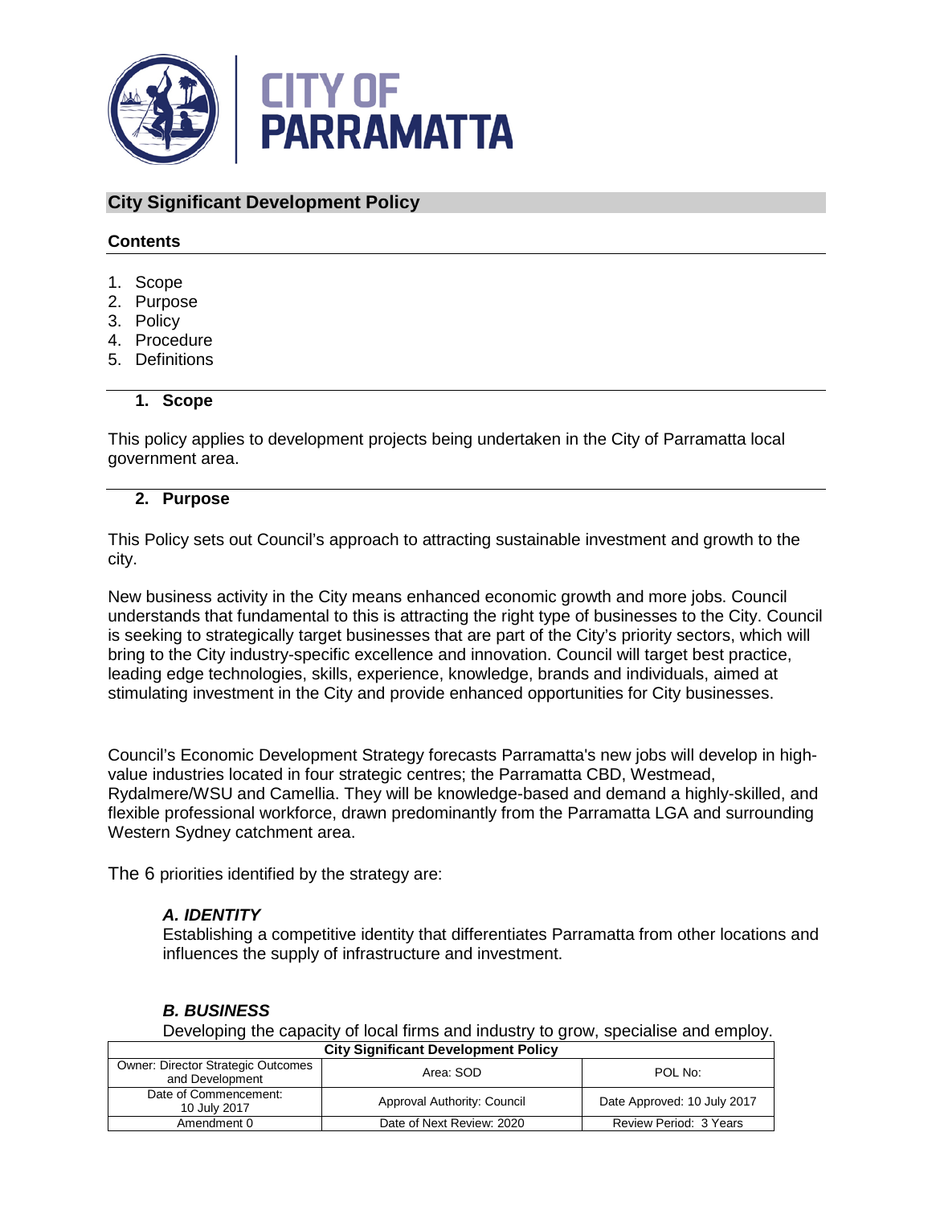CITY OF PARRAMATTA

# City Significant Development Policy

## Contents

1. Scope
2. Purpose
3. Policy
4. Procedure
5. Definitions

## 1. Scope

This policy applies to development projects being undertaken in the City of Parramatta local government area.

## 2. Purpose

This Policy sets out Council's approach to attracting sustainable investment and growth to the city.

New business activity in the City means enhanced economic growth and more jobs. Council understands that fundamental to this is attracting the right type of businesses to the City. Council is seeking to strategically target businesses that are part of the City's priority sectors, which will bring to the City industry-specific excellence and innovation. Council will target best practice, leading edge technologies, skills, experience, knowledge, brands and individuals, aimed at stimulating investment in the City and provide enhanced opportunities for City businesses.

Council's Economic Development Strategy forecasts Parramatta's new jobs will develop in high-value industries located in four strategic centres; the Parramatta CBD, Westmead, Rydalmere/WSU and Camellia. They will be knowledge-based and demand a highly-skilled, and flexible professional workforce, drawn predominantly from the Parramatta LGA and surrounding Western Sydney catchment area.

The 6 priorities identified by the strategy are:

### *A. IDENTITY*

Establishing a competitive identity that differentiates Parramatta from other locations and influences the supply of infrastructure and investment.

### *B. BUSINESS*

Developing the capacity of local firms and industry to grow, specialise and employ.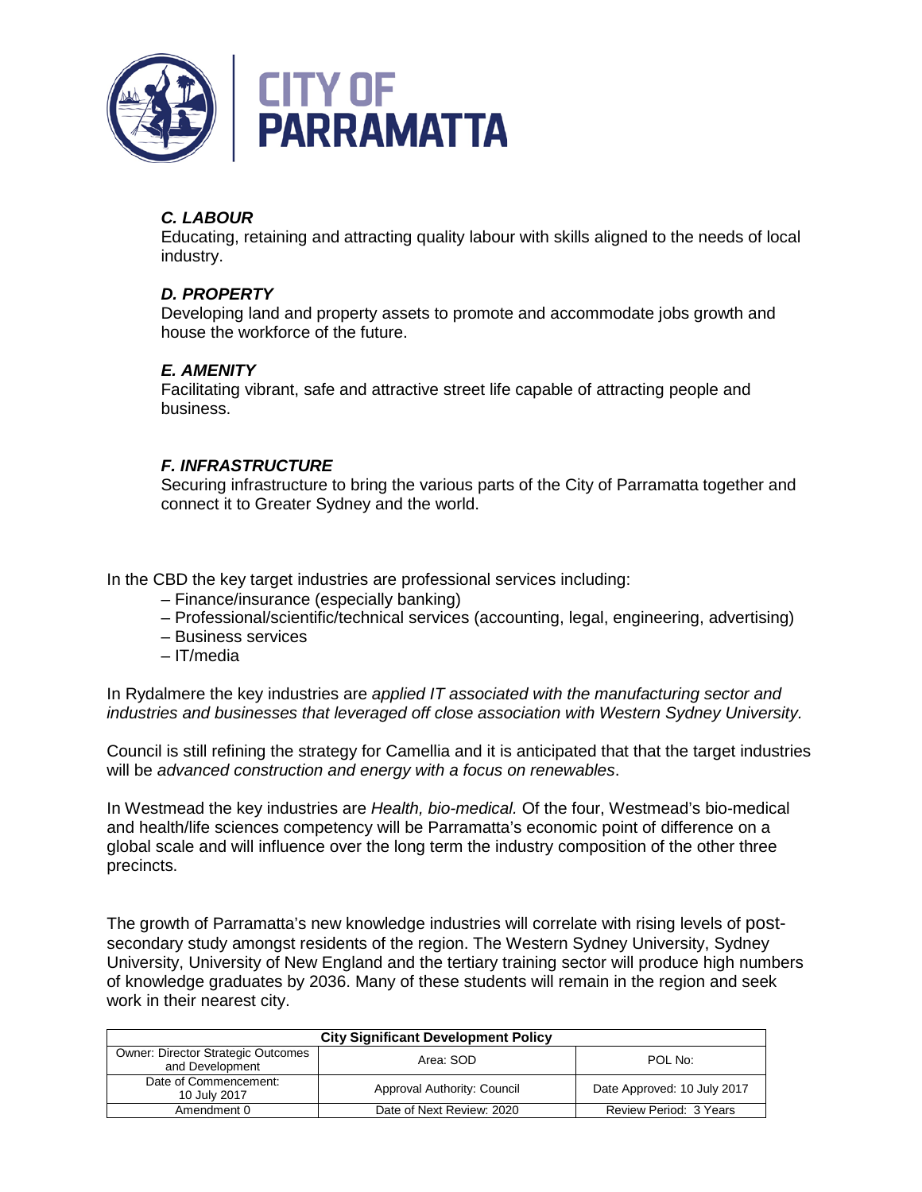### *C. LABOUR*

Educating, retaining and attracting quality labour with skills aligned to the needs of local industry.

### *D. PROPERTY*

Developing land and property assets to promote and accommodate jobs growth and house the workforce of the future.

### *E. AMENITY*

Facilitating vibrant, safe and attractive street life capable of attracting people and business.

### *F. INFRASTRUCTURE*

Securing infrastructure to bring the various parts of the City of Parramatta together and connect it to Greater Sydney and the world.

In the CBD the key target industries are professional services including:

– Finance/insurance (especially banking)
– Professional/scientific/technical services (accounting, legal, engineering, advertising)
– Business services
– IT/media

In Rydalmere the key industries are *applied IT associated with the manufacturing sector and industries and businesses that leveraged off close association with Western Sydney University.*

Council is still refining the strategy for Camellia and it is anticipated that that the target industries will be *advanced construction and energy with a focus on renewables*.

In Westmead the key industries are *Health, bio-medical.* Of the four, Westmead's bio-medical and health/life sciences competency will be Parramatta's economic point of difference on a global scale and will influence over the long term the industry composition of the other three precincts.

The growth of Parramatta's new knowledge industries will correlate with rising levels of post-secondary study amongst residents of the region. The Western Sydney University, Sydney University, University of New England and the tertiary training sector will produce high numbers of knowledge graduates by 2036. Many of these students will remain in the region and seek work in their nearest city.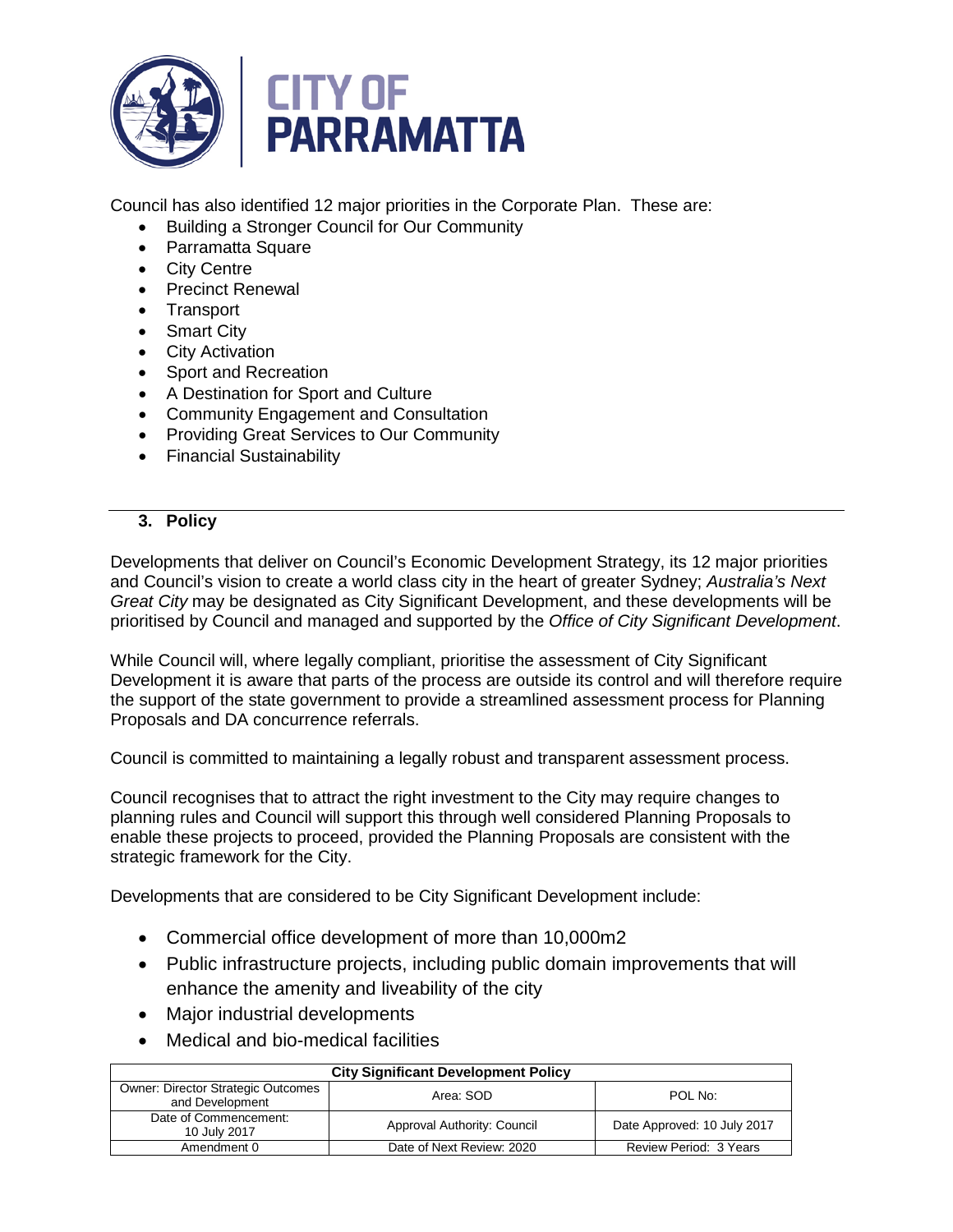Council has also identified 12 major priorities in the Corporate Plan. These are:

- Building a Stronger Council for Our Community
- Parramatta Square
- City Centre
- Precinct Renewal
- Transport
- Smart City
- City Activation
- Sport and Recreation
- A Destination for Sport and Culture
- Community Engagement and Consultation
- Providing Great Services to Our Community
- Financial Sustainability

## 3. Policy

Developments that deliver on Council's Economic Development Strategy, its 12 major priorities and Council's vision to create a world class city in the heart of greater Sydney; *Australia's Next Great City* may be designated as City Significant Development, and these developments will be prioritised by Council and managed and supported by the *Office of City Significant Development*.

While Council will, where legally compliant, prioritise the assessment of City Significant Development it is aware that parts of the process are outside its control and will therefore require the support of the state government to provide a streamlined assessment process for Planning Proposals and DA concurrence referrals.

Council is committed to maintaining a legally robust and transparent assessment process.

Council recognises that to attract the right investment to the City may require changes to planning rules and Council will support this through well considered Planning Proposals to enable these projects to proceed, provided the Planning Proposals are consistent with the strategic framework for the City.

Developments that are considered to be City Significant Development include:

- Commercial office development of more than 10,000m2
- Public infrastructure projects, including public domain improvements that will enhance the amenity and liveability of the city
- Major industrial developments
- Medical and bio-medical facilities

| City Significant Development Policy | | |
|---|---|---|
| Owner: Director Strategic Outcomes and Development | Area: SOD | POL No: |
| Date of Commencement: 10 July 2017 | Approval Authority: Council | Date Approved: 10 July 2017 |
| Amendment 0 | Date of Next Review: 2020 | Review Period: 3 Years |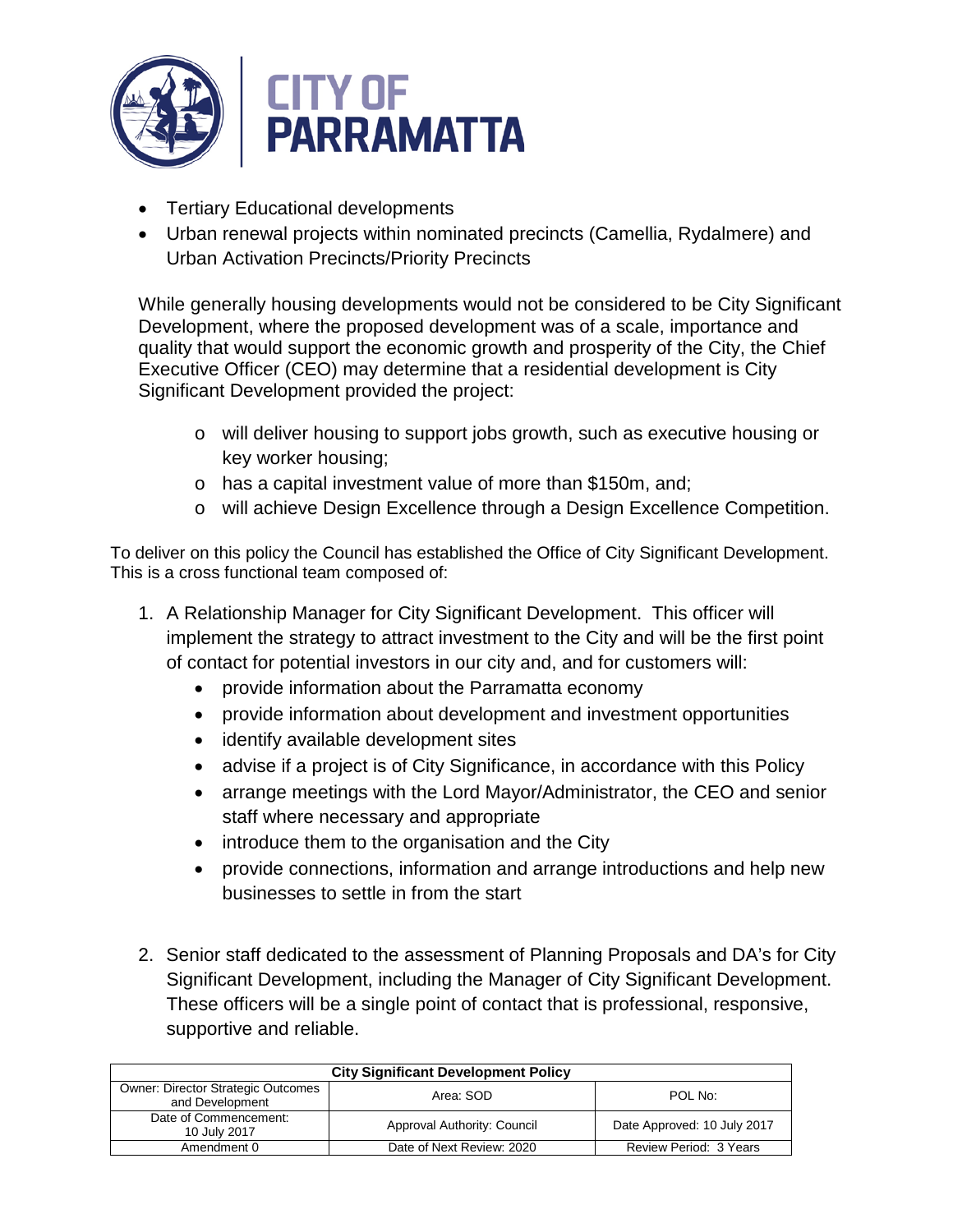- Tertiary Educational developments
- Urban renewal projects within nominated precincts (Camellia, Rydalmere) and Urban Activation Precincts/Priority Precincts

While generally housing developments would not be considered to be City Significant Development, where the proposed development was of a scale, importance and quality that would support the economic growth and prosperity of the City, the Chief Executive Officer (CEO) may determine that a residential development is City Significant Development provided the project:

- will deliver housing to support jobs growth, such as executive housing or key worker housing;
- has a capital investment value of more than $150m, and;
- will achieve Design Excellence through a Design Excellence Competition.

To deliver on this policy the Council has established the Office of City Significant Development. This is a cross functional team composed of:

1. A Relationship Manager for City Significant Development. This officer will implement the strategy to attract investment to the City and will be the first point of contact for potential investors in our city and, and for customers will:
   - provide information about the Parramatta economy
   - provide information about development and investment opportunities
   - identify available development sites
   - advise if a project is of City Significance, in accordance with this Policy
   - arrange meetings with the Lord Mayor/Administrator, the CEO and senior staff where necessary and appropriate
   - introduce them to the organisation and the City
   - provide connections, information and arrange introductions and help new businesses to settle in from the start

2. Senior staff dedicated to the assessment of Planning Proposals and DA's for City Significant Development, including the Manager of City Significant Development. These officers will be a single point of contact that is professional, responsive, supportive and reliable.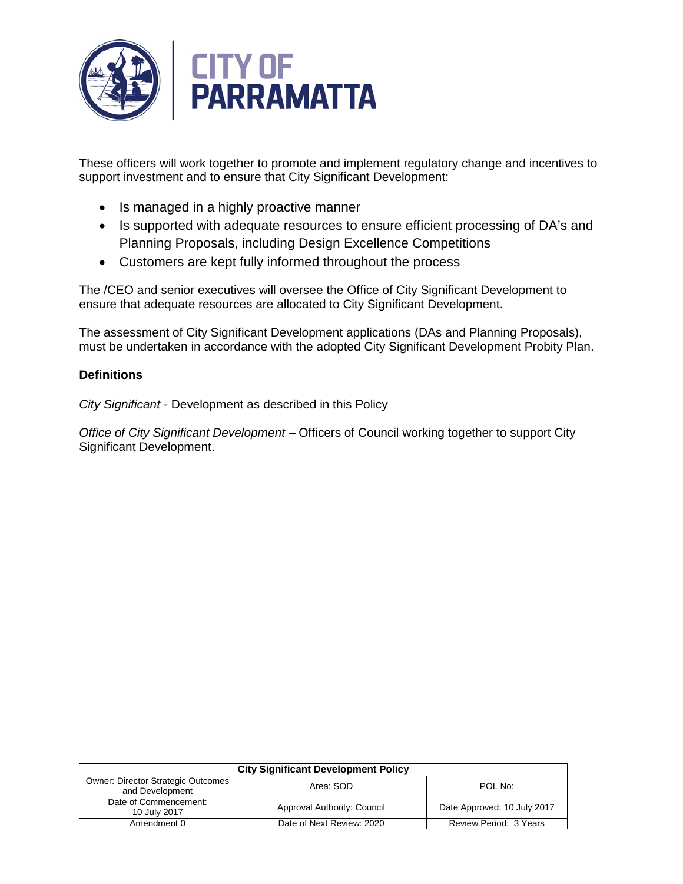These officers will work together to promote and implement regulatory change and incentives to support investment and to ensure that City Significant Development:

- Is managed in a highly proactive manner
- Is supported with adequate resources to ensure efficient processing of DA's and Planning Proposals, including Design Excellence Competitions
- Customers are kept fully informed throughout the process

The /CEO and senior executives will oversee the Office of City Significant Development to ensure that adequate resources are allocated to City Significant Development.

The assessment of City Significant Development applications (DAs and Planning Proposals), must be undertaken in accordance with the adopted City Significant Development Probity Plan.

**Definitions**

*City Significant* - Development as described in this Policy

*Office of City Significant Development* – Officers of Council working together to support City Significant Development.

| City Significant Development Policy | | |
|---|---|---|
| Owner: Director Strategic Outcomes and Development | Area: SOD | POL No: |
| Date of Commencement: 10 July 2017 | Approval Authority: Council | Date Approved: 10 July 2017 |
| Amendment 0 | Date of Next Review: 2020 | Review Period: 3 Years |